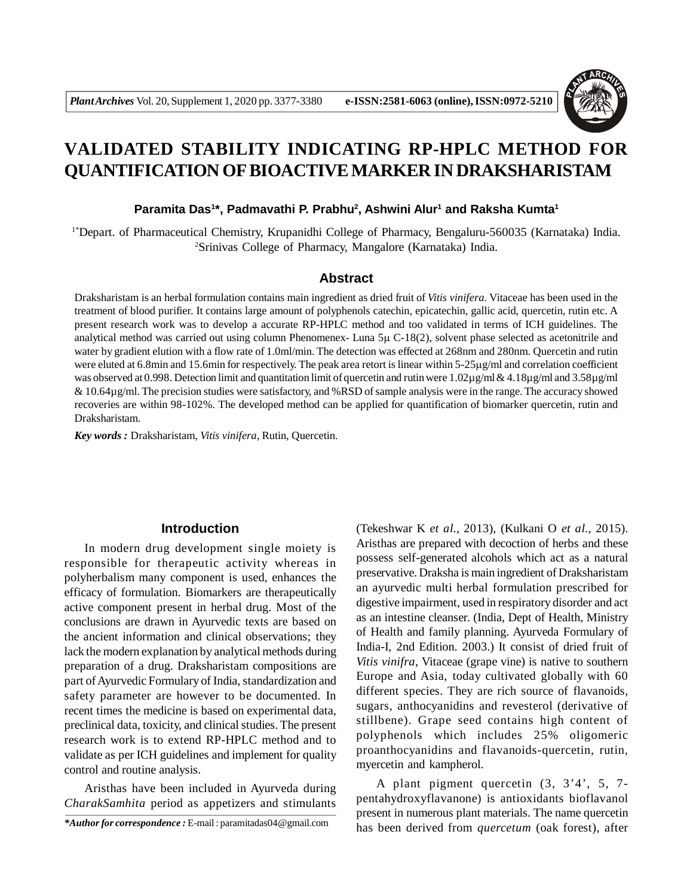# VALIDATED STABILITY INDICATING RP-HPLC METHOD FOR QUANTIFICATION OF BIOACTIVE MARKER IN DRAKSHARISTAM

**Paramita Das[1]\*, Padmavathi P. Prabhu[2], Ashwini Alur[1] and Raksha Kumta[1]**

[1\*]Depart. of Pharmaceutical Chemistry, Krupanidhi College of Pharmacy, Bengaluru-560035 (Karnataka) India.
[2]Srinivas College of Pharmacy, Mangalore (Karnataka) India.

## Abstract

Draksharistam is an herbal formulation contains main ingredient as dried fruit of *Vitis vinifera*. Vitaceae has been used in the treatment of blood purifier. It contains large amount of polyphenols catechin, epicatechin, gallic acid, quercetin, rutin etc. A present research work was to develop a accurate RP-HPLC method and too validated in terms of ICH guidelines. The analytical method was carried out using column Phenomenex- Luna 5µ C-18(2), solvent phase selected as acetonitrile and water by gradient elution with a flow rate of 1.0ml/min. The detection was effected at 268nm and 280nm. Quercetin and rutin were eluted at 6.8min and 15.6min for respectively. The peak area retort is linear within 5-25µg/ml and correlation coefficient was observed at 0.998. Detection limit and quantitation limit of quercetin and rutin were 1.02µg/ml & 4.18µg/ml and 3.58µg/ml & 10.64µg/ml. The precision studies were satisfactory, and %RSD of sample analysis were in the range. The accuracy showed recoveries are within 98-102%. The developed method can be applied for quantification of biomarker quercetin, rutin and Draksharistam.

***Key words :*** Draksharistam, *Vitis vinifera*, Rutin, Quercetin.

## Introduction

In modern drug development single moiety is responsible for therapeutic activity whereas in polyherbalism many component is used, enhances the efficacy of formulation. Biomarkers are therapeutically active component present in herbal drug. Most of the conclusions are drawn in Ayurvedic texts are based on the ancient information and clinical observations; they lack the modern explanation by analytical methods during preparation of a drug. Draksharistam compositions are part of Ayurvedic Formulary of India, standardization and safety parameter are however to be documented. In recent times the medicine is based on experimental data, preclinical data, toxicity, and clinical studies. The present research work is to extend RP-HPLC method and to validate as per ICH guidelines and implement for quality control and routine analysis.

Aristhas have been included in Ayurveda during *CharakSamhita* period as appetizers and stimulants (Tekeshwar K *et al*., 2013), (Kulkani O *et al*., 2015). Aristhas are prepared with decoction of herbs and these possess self-generated alcohols which act as a natural preservative. Draksha is main ingredient of Draksharistam an ayurvedic multi herbal formulation prescribed for digestive impairment, used in respiratory disorder and act as an intestine cleanser. (India, Dept of Health, Ministry of Health and family planning. Ayurveda Formulary of India-I, 2nd Edition. 2003.) It consist of dried fruit of *Vitis vinifra*, Vitaceae (grape vine) is native to southern Europe and Asia, today cultivated globally with 60 different species. They are rich source of flavanoids, sugars, anthocyanidins and revesterol (derivative of stillbene). Grape seed contains high content of polyphenols which includes 25% oligomeric proanthocyanidins and flavanoids-quercetin, rutin, myercetin and kampherol.

A plant pigment quercetin (3, 3'4', 5, 7-pentahydroxyflavanone) is antioxidants bioflavanol present in numerous plant materials. The name quercetin has been derived from *quercetum* (oak forest), after

***\*Author for correspondence :*** E-mail : paramitadas04@gmail.com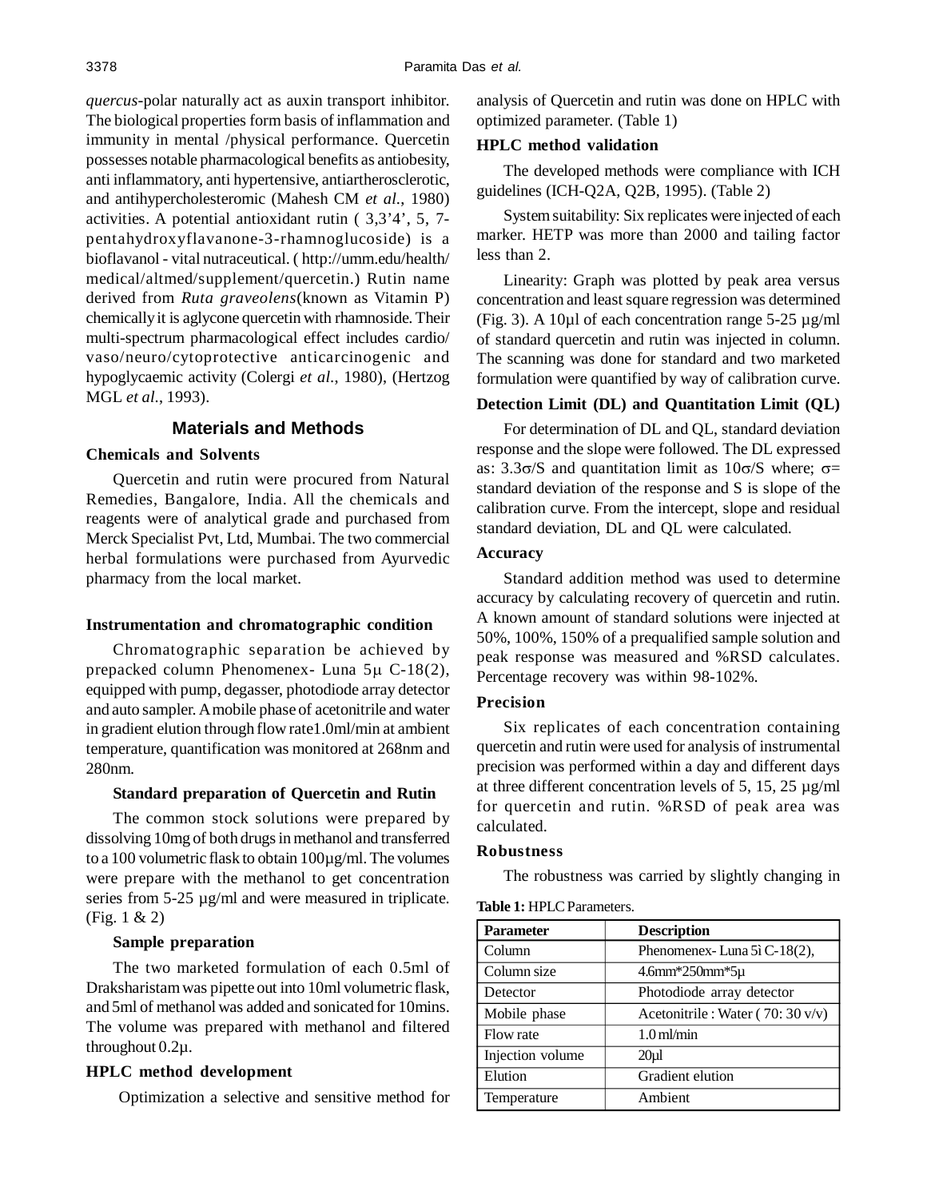*quercus*-polar naturally act as auxin transport inhibitor. The biological properties form basis of inflammation and immunity in mental /physical performance. Quercetin possesses notable pharmacological benefits as antiobesity, anti inflammatory, anti hypertensive, antiartherosclerotic, and antihypercholesteromic (Mahesh CM *et al.*, 1980) activities. A potential antioxidant rutin ( 3,3'4', 5, 7-pentahydroxyflavanone-3-rhamnoglucoside) is a bioflavanol - vital nutraceutical. ( http://umm.edu/health/medical/altmed/supplement/quercetin.) Rutin name derived from *Ruta graveolens*(known as Vitamin P) chemically it is aglycone quercetin with rhamnoside. Their multi-spectrum pharmacological effect includes cardio/vaso/neuro/cytoprotective anticarcinogenic and hypoglycaemic activity (Colergi *et al.*, 1980), (Hertzog MGL *et al.*, 1993).

## Materials and Methods

### Chemicals and Solvents

Quercetin and rutin were procured from Natural Remedies, Bangalore, India. All the chemicals and reagents were of analytical grade and purchased from Merck Specialist Pvt, Ltd, Mumbai. The two commercial herbal formulations were purchased from Ayurvedic pharmacy from the local market.

### Instrumentation and chromatographic condition

Chromatographic separation be achieved by prepacked column Phenomenex- Luna 5µ C-18(2), equipped with pump, degasser, photodiode array detector and auto sampler. A mobile phase of acetonitrile and water in gradient elution through flow rate1.0ml/min at ambient temperature, quantification was monitored at 268nm and 280nm.

#### Standard preparation of Quercetin and Rutin

The common stock solutions were prepared by dissolving 10mg of both drugs in methanol and transferred to a 100 volumetric flask to obtain 100µg/ml. The volumes were prepare with the methanol to get concentration series from 5-25 µg/ml and were measured in triplicate. (Fig. 1 & 2)

#### Sample preparation

The two marketed formulation of each 0.5ml of Draksharistam was pipette out into 10ml volumetric flask, and 5ml of methanol was added and sonicated for 10mins. The volume was prepared with methanol and filtered throughout 0.2µ.

### HPLC method development

Optimization a selective and sensitive method for analysis of Quercetin and rutin was done on HPLC with optimized parameter. (Table 1)

### HPLC method validation

The developed methods were compliance with ICH guidelines (ICH-Q2A, Q2B, 1995). (Table 2)

System suitability: Six replicates were injected of each marker. HETP was more than 2000 and tailing factor less than 2.

Linearity: Graph was plotted by peak area versus concentration and least square regression was determined (Fig. 3). A 10µl of each concentration range 5-25 µg/ml of standard quercetin and rutin was injected in column. The scanning was done for standard and two marketed formulation were quantified by way of calibration curve.

### Detection Limit (DL) and Quantitation Limit (QL)

For determination of DL and QL, standard deviation response and the slope were followed. The DL expressed as: $3.3\sigma/S$ and quantitation limit as $10\sigma/S$ where; $\sigma$= standard deviation of the response and S is slope of the calibration curve. From the intercept, slope and residual standard deviation, DL and QL were calculated.

### Accuracy

Standard addition method was used to determine accuracy by calculating recovery of quercetin and rutin. A known amount of standard solutions were injected at 50%, 100%, 150% of a prequalified sample solution and peak response was measured and %RSD calculates. Percentage recovery was within 98-102%.

### Precision

Six replicates of each concentration containing quercetin and rutin were used for analysis of instrumental precision was performed within a day and different days at three different concentration levels of 5, 15, 25 µg/ml for quercetin and rutin. %RSD of peak area was calculated.

### Robustness

The robustness was carried by slightly changing in

**Table 1:** HPLC Parameters.

| Parameter | Description |
|---|---|
| Column | Phenomenex- Luna 5ì C-18(2), |
| Column size | 4.6mm*250mm*5µ |
| Detector | Photodiode array detector |
| Mobile phase | Acetonitrile : Water ( 70: 30 v/v) |
| Flow rate | 1.0 ml/min |
| Injection volume | 20µl |
| Elution | Gradient elution |
| Temperature | Ambient |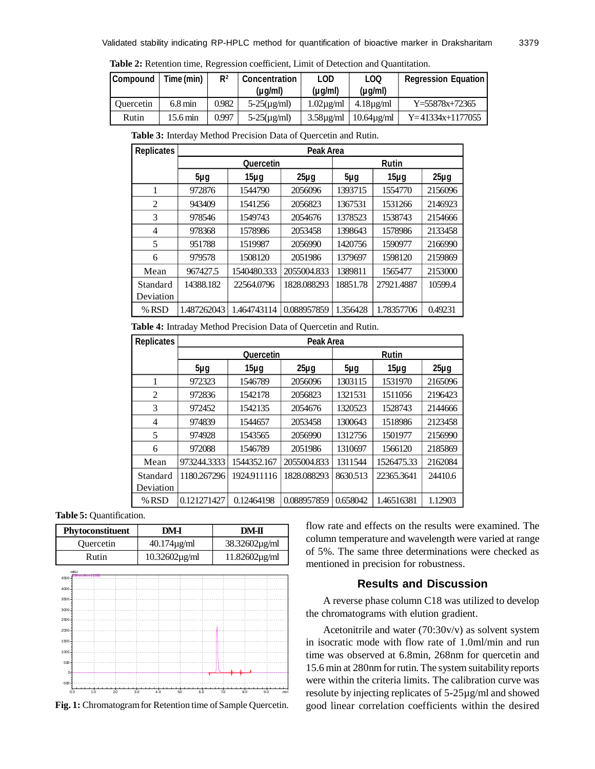**Table 2:** Retention time, Regression coefficient, Limit of Detection and Quantitation.

| Compound | Time (min) | $R^2$ | Concentration (µg/ml) | LOD (µg/ml) | LOQ (µg/ml) | Regression Equation |
|---|---|---|---|---|---|---|
| Quercetin | 6.8 min | 0.982 | 5-25(µg/ml) | 1.02µg/ml | 4.18µg/ml | Y=55878x+72365 |
| Rutin | 15.6 min | 0.997 | 5-25(µg/ml) | 3.58µg/ml | 10.64µg/ml | Y=41334x+1177055 |

**Table 3:** Interday Method Precision Data of Quercetin and Rutin.

| Replicates | Peak Area | | | | | |
|---|---|---|---|---|---|---|
| | Quercetin | | | Rutin | | |
| | 5µg | 15µg | 25µg | 5µg | 15µg | 25µg |
| 1 | 972876 | 1544790 | 2056096 | 1393715 | 1554770 | 2156096 |
| 2 | 943409 | 1541256 | 2056823 | 1367531 | 1531266 | 2146923 |
| 3 | 978546 | 1549743 | 2054676 | 1378523 | 1538743 | 2154666 |
| 4 | 978368 | 1578986 | 2053458 | 1398643 | 1578986 | 2133458 |
| 5 | 951788 | 1519987 | 2056990 | 1420756 | 1590977 | 2166990 |
| 6 | 979578 | 1508120 | 2051986 | 1379697 | 1598120 | 2159869 |
| Mean | 967427.5 | 1540480.333 | 2055004.833 | 1389811 | 1565477 | 2153000 |
| Standard Deviation | 14388.182 | 22564.0796 | 1828.088293 | 18851.78 | 27921.4887 | 10599.4 |
| %RSD | 1.487262043 | 1.464743114 | 0.088957859 | 1.356428 | 1.78357706 | 0.49231 |

**Table 4:** Intraday Method Precision Data of Quercetin and Rutin.

| Replicates | Peak Area | | | | | |
|---|---|---|---|---|---|---|
| | Quercetin | | | Rutin | | |
| | 5µg | 15µg | 25µg | 5µg | 15µg | 25µg |
| 1 | 972323 | 1546789 | 2056096 | 1303115 | 1531970 | 2165096 |
| 2 | 972836 | 1542178 | 2056823 | 1321531 | 1511056 | 2196423 |
| 3 | 972452 | 1542135 | 2054676 | 1320523 | 1528743 | 2144666 |
| 4 | 974839 | 1544657 | 2053458 | 1300643 | 1518986 | 2123458 |
| 5 | 974928 | 1543565 | 2056990 | 1312756 | 1501977 | 2156990 |
| 6 | 972088 | 1546789 | 2051986 | 1310697 | 1566120 | 2185869 |
| Mean | 973244.3333 | 1544352.167 | 2055004.833 | 1311544 | 1526475.33 | 2162084 |
| Standard Deviation | 1180.267296 | 1924.911116 | 1828.088293 | 8630.513 | 22365.3641 | 24410.6 |
| %RSD | 0.121271427 | 0.12464198 | 0.088957859 | 0.658042 | 1.46516381 | 1.12903 |

**Table 5:** Quantification.

| Phytoconstituent | DM-I | DM-II |
|---|---|---|
| Quercetin | 40.174µg/ml | 38.32602µg/ml |
| Rutin | 10.32602µg/ml | 11.82602µg/ml |

**Fig. 1:** Chromatogram for Retention time of Sample Quercetin.

flow rate and effects on the results were examined. The column temperature and wavelength were varied at range of 5%. The same three determinations were checked as mentioned in precision for robustness.

## Results and Discussion

A reverse phase column C18 was utilized to develop the chromatograms with elution gradient.

Acetonitrile and water (70:30v/v) as solvent system in isocratic mode with flow rate of 1.0ml/min and run time was observed at 6.8min, 268nm for quercetin and 15.6 min at 280nm for rutin. The system suitability reports were within the criteria limits. The calibration curve was resolute by injecting replicates of 5-25µg/ml and showed good linear correlation coefficients within the desired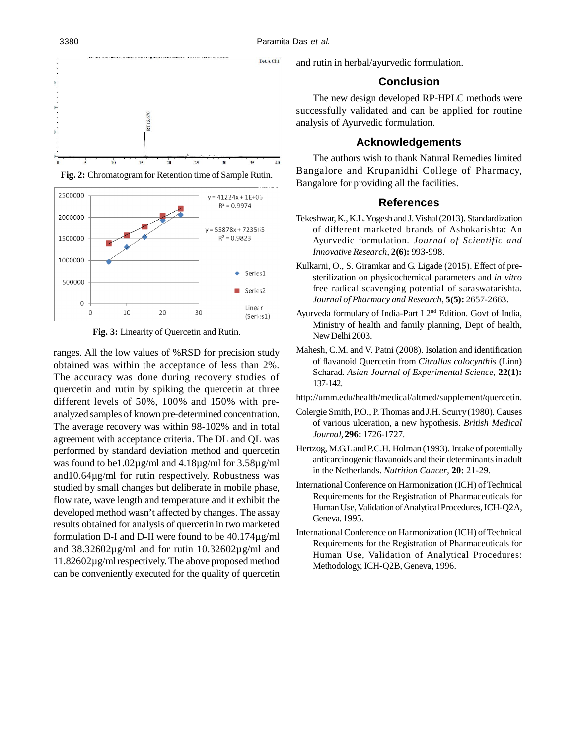Det.A Ch1

RT15.670

0 5 10 15 20 25 30 35 40

**Fig. 2:** Chromatogram for Retention time of Sample Rutin.

2500000
2000000
1500000
1000000
500000
0

0 10 20 30

y = 41224x + 1E+06
R² = 0.9974

y = 55878x + 723505
R² = 0.9823

Series1
Series2
Linear (Series1)

**Fig. 3:** Linearity of Quercetin and Rutin.

ranges. All the low values of %RSD for precision study obtained was within the acceptance of less than 2%. The accuracy was done during recovery studies of quercetin and rutin by spiking the quercetin at three different levels of 50%, 100% and 150% with pre-analyzed samples of known pre-determined concentration. The average recovery was within 98-102% and in total agreement with acceptance criteria. The DL and QL was performed by standard deviation method and quercetin was found to be1.02µg/ml and 4.18µg/ml for 3.58µg/ml and10.64µg/ml for rutin respectively. Robustness was studied by small changes but deliberate in mobile phase, flow rate, wave length and temperature and it exhibit the developed method wasn't affected by changes. The assay results obtained for analysis of quercetin in two marketed formulation D-I and D-II were found to be 40.174µg/ml and 38.32602µg/ml and for rutin 10.32602µg/ml and 11.82602µg/ml respectively. The above proposed method can be conveniently executed for the quality of quercetin and rutin in herbal/ayurvedic formulation.

## Conclusion

The new design developed RP-HPLC methods were successfully validated and can be applied for routine analysis of Ayurvedic formulation.

## Acknowledgements

The authors wish to thank Natural Remedies limited Bangalore and Krupanidhi College of Pharmacy, Bangalore for providing all the facilities.

## References

Tekeshwar, K., K.L. Yogesh and J. Vishal (2013). Standardization of different marketed brands of Ashokarishta: An Ayurvedic formulation. *Journal of Scientific and Innovative Research*, **2(6):** 993-998.

Kulkarni, O., S. Giramkar and G. Ligade (2015). Effect of pre-sterilization on physicochemical parameters and *in vitro* free radical scavenging potential of saraswatarishta. *Journal of Pharmacy and Research*, **5(5):** 2657-2663.

Ayurveda formulary of India-Part I 2nd Edition. Govt of India, Ministry of health and family planning, Dept of health, New Delhi 2003.

Mahesh, C.M. and V. Patni (2008). Isolation and identification of flavanoid Quercetin from *Citrullus colocynthis* (Linn) Scharad. *Asian Journal of Experimental Science*, **22(1):** 137-142.

http://umm.edu/health/medical/altmed/supplement/quercetin.

Colergie Smith, P.O., P. Thomas and J.H. Scurry (1980). Causes of various ulceration, a new hypothesis. *British Medical Journal*, **296:** 1726-1727.

Hertzog, M.G.L and P.C.H. Holman (1993). Intake of potentially anticarcinogenic flavanoids and their determinants in adult in the Netherlands. *Nutrition Cancer*, **20:** 21-29.

International Conference on Harmonization (ICH) of Technical Requirements for the Registration of Pharmaceuticals for Human Use, Validation of Analytical Procedures, ICH-Q2A, Geneva, 1995.

International Conference on Harmonization (ICH) of Technical Requirements for the Registration of Pharmaceuticals for Human Use, Validation of Analytical Procedures: Methodology, ICH-Q2B, Geneva, 1996.